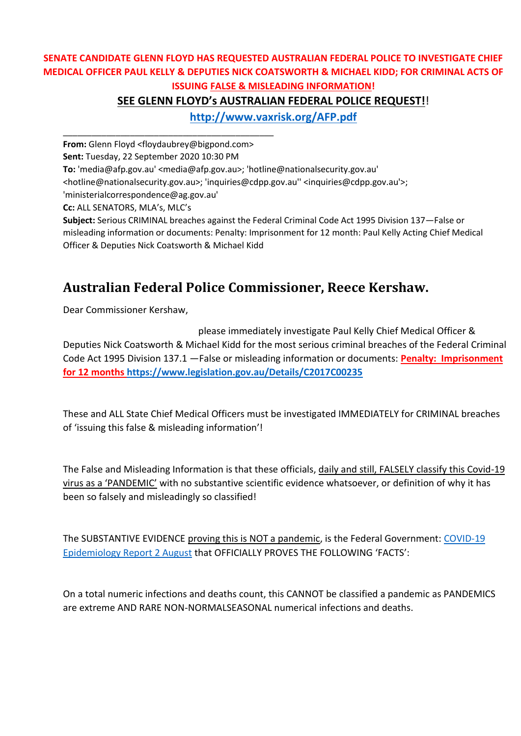**SENATE CANDIDATE GLENN FLOYD HAS REQUESTED AUSTRALIAN FEDERAL POLICE TO INVESTIGATE CHIEF MEDICAL OFFICER PAUL KELLY & DEPUTIES NICK COATSWORTH & MICHAEL KIDD; FOR CRIMINAL ACTS OF ISSUING FALSE & MISLEADING INFORMATION!**

**SEE GLENN FLOYD's AUSTRALIAN FEDERAL POLICE REQUEST!!**

**http://www.vaxrisk.org/AFP.pdf**

---

**From:** Glenn Floyd <floydaubrey@bigpond.com>
**Sent:** Tuesday, 22 September 2020 10:30 PM
**To:** 'media@afp.gov.au' <media@afp.gov.au>; 'hotline@nationalsecurity.gov.au' <hotline@nationalsecurity.gov.au>; 'inquiries@cdpp.gov.au'' <inquiries@cdpp.gov.au'>; 'ministerialcorrespondence@ag.gov.au'
**Cc:** ALL SENATORS, MLA's, MLC's
**Subject:** Serious CRIMINAL breaches against the Federal Criminal Code Act 1995 Division 137—False or misleading information or documents: Penalty: Imprisonment for 12 month: Paul Kelly Acting Chief Medical Officer & Deputies Nick Coatsworth & Michael Kidd

## Australian Federal Police Commissioner, Reece Kershaw.

Dear Commissioner Kershaw,

please immediately investigate Paul Kelly Chief Medical Officer & Deputies Nick Coatsworth & Michael Kidd for the most serious criminal breaches of the Federal Criminal Code Act 1995 Division 137.1 —False or misleading information or documents: **Penalty: Imprisonment for 12 months** **https://www.legislation.gov.au/Details/C2017C00235**

These and ALL State Chief Medical Officers must be investigated IMMEDIATELY for CRIMINAL breaches of 'issuing this false & misleading information'!

The False and Misleading Information is that these officials, daily and still, FALSELY classify this Covid-19 virus as a 'PANDEMIC' with no substantive scientific evidence whatsoever, or definition of why it has been so falsely and misleadingly so classified!

The SUBSTANTIVE EVIDENCE proving this is NOT a pandemic, is the Federal Government: COVID-19 Epidemiology Report 2 August that OFFICIALLY PROVES THE FOLLOWING 'FACTS':

On a total numeric infections and deaths count, this CANNOT be classified a pandemic as PANDEMICS are extreme AND RARE NON-NORMALSEASONAL numerical infections and deaths.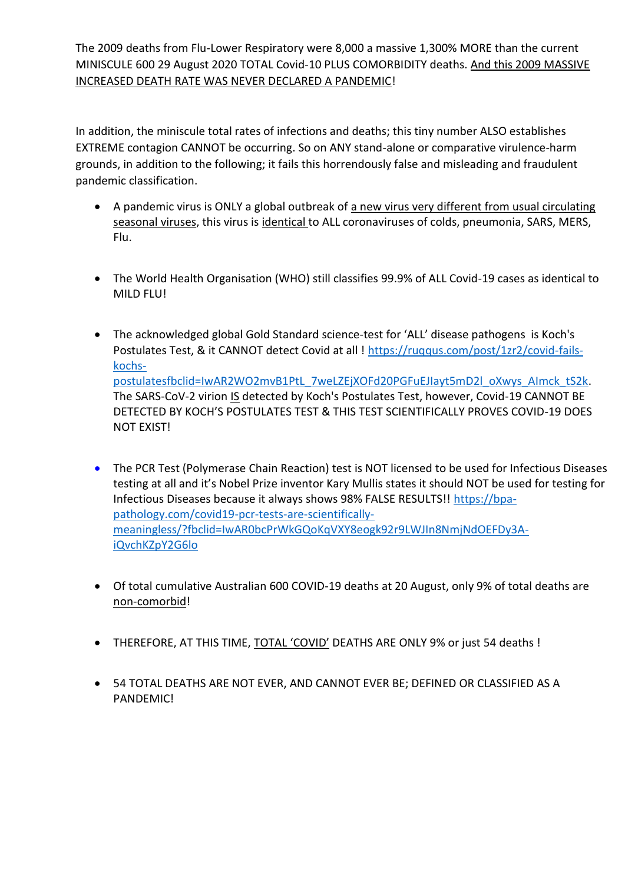The 2009 deaths from Flu-Lower Respiratory were 8,000 a massive 1,300% MORE than the current MINISCULE 600 29 August 2020 TOTAL Covid-10 PLUS COMORBIDITY deaths. <u>And this 2009 MASSIVE INCREASED DEATH RATE WAS NEVER DECLARED A PANDEMIC</u>!

In addition, the miniscule total rates of infections and deaths; this tiny number ALSO establishes EXTREME contagion CANNOT be occurring. So on ANY stand-alone or comparative virulence-harm grounds, in addition to the following; it fails this horrendously false and misleading and fraudulent pandemic classification.

- A pandemic virus is ONLY a global outbreak of <u>a new virus very different from usual circulating seasonal viruses</u>, this virus is <u>identical</u> to ALL coronaviruses of colds, pneumonia, SARS, MERS, Flu.

- The World Health Organisation (WHO) still classifies 99.9% of ALL Covid-19 cases as identical to MILD FLU!

- The acknowledged global Gold Standard science-test for 'ALL' disease pathogens is Koch's Postulates Test, & it CANNOT detect Covid at all ! [https://ruqqus.com/post/1zr2/covid-fails-kochs-postulatesfbclid=IwAR2WO2mvB1PtL_7weLZEjXOFd20PGFuEJlayt5mD2l_oXwys_Almck_tS2k](https://ruqqus.com/post/1zr2/covid-fails-kochs-postulatesfbclid=IwAR2WO2mvB1PtL_7weLZEjXOFd20PGFuEJlayt5mD2l_oXwys_Almck_tS2k). The SARS-CoV-2 virion <u>IS</u> detected by Koch's Postulates Test, however, Covid-19 CANNOT BE DETECTED BY KOCH'S POSTULATES TEST & THIS TEST SCIENTIFICALLY PROVES COVID-19 DOES NOT EXIST!

- The PCR Test (Polymerase Chain Reaction) test is NOT licensed to be used for Infectious Diseases testing at all and it's Nobel Prize inventor Kary Mullis states it should NOT be used for testing for Infectious Diseases because it always shows 98% FALSE RESULTS!! [https://bpa-pathology.com/covid19-pcr-tests-are-scientifically-meaningless/?fbclid=IwAR0bcPrWkGQoKqVXY8eogk92r9LWJIn8NmjNdOEFDy3A-iQvchKZpY2G6lo](https://bpa-pathology.com/covid19-pcr-tests-are-scientifically-meaningless/?fbclid=IwAR0bcPrWkGQoKqVXY8eogk92r9LWJIn8NmjNdOEFDy3A-iQvchKZpY2G6lo)

- Of total cumulative Australian 600 COVID-19 deaths at 20 August, only 9% of total deaths are <u>non-comorbid</u>!

- THEREFORE, AT THIS TIME, <u>TOTAL 'COVID'</u> DEATHS ARE ONLY 9% or just 54 deaths !

- 54 TOTAL DEATHS ARE NOT EVER, AND CANNOT EVER BE; DEFINED OR CLASSIFIED AS A PANDEMIC!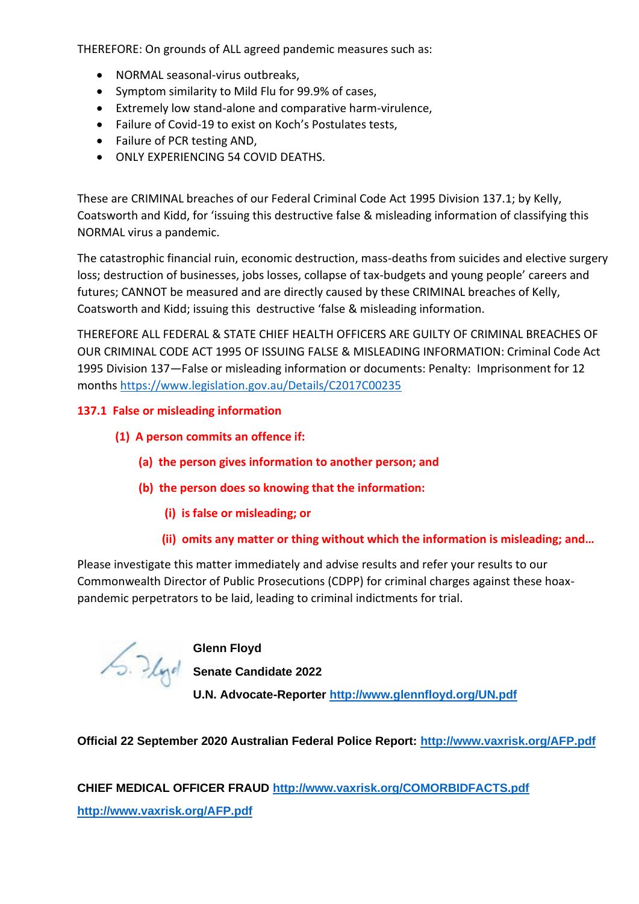THEREFORE: On grounds of ALL agreed pandemic measures such as:

- NORMAL seasonal-virus outbreaks,
- Symptom similarity to Mild Flu for 99.9% of cases,
- Extremely low stand-alone and comparative harm-virulence,
- Failure of Covid-19 to exist on Koch's Postulates tests,
- Failure of PCR testing AND,
- ONLY EXPERIENCING 54 COVID DEATHS.

These are CRIMINAL breaches of our Federal Criminal Code Act 1995 Division 137.1; by Kelly, Coatsworth and Kidd, for 'issuing this destructive false & misleading information of classifying this NORMAL virus a pandemic.

The catastrophic financial ruin, economic destruction, mass-deaths from suicides and elective surgery loss; destruction of businesses, jobs losses, collapse of tax-budgets and young people' careers and futures; CANNOT be measured and are directly caused by these CRIMINAL breaches of Kelly, Coatsworth and Kidd; issuing this destructive 'false & misleading information.

THEREFORE ALL FEDERAL & STATE CHIEF HEALTH OFFICERS ARE GUILTY OF CRIMINAL BREACHES OF OUR CRIMINAL CODE ACT 1995 OF ISSUING FALSE & MISLEADING INFORMATION: Criminal Code Act 1995 Division 137—False or misleading information or documents: Penalty: Imprisonment for 12 months https://www.legislation.gov.au/Details/C2017C00235

**137.1 False or misleading information**

**(1) A person commits an offence if:**

**(a) the person gives information to another person; and**

**(b) the person does so knowing that the information:**

**(i) is false or misleading; or**

**(ii) omits any matter or thing without which the information is misleading; and…**

Please investigate this matter immediately and advise results and refer your results to our Commonwealth Director of Public Prosecutions (CDPP) for criminal charges against these hoax-pandemic perpetrators to be laid, leading to criminal indictments for trial.

G. Floyd

**Glenn Floyd**

**Senate Candidate 2022**

**U.N. Advocate-Reporter** http://www.glennfloyd.org/UN.pdf

**Official 22 September 2020 Australian Federal Police Report:** http://www.vaxrisk.org/AFP.pdf

**CHIEF MEDICAL OFFICER FRAUD** http://www.vaxrisk.org/COMORBIDFACTS.pdf

http://www.vaxrisk.org/AFP.pdf